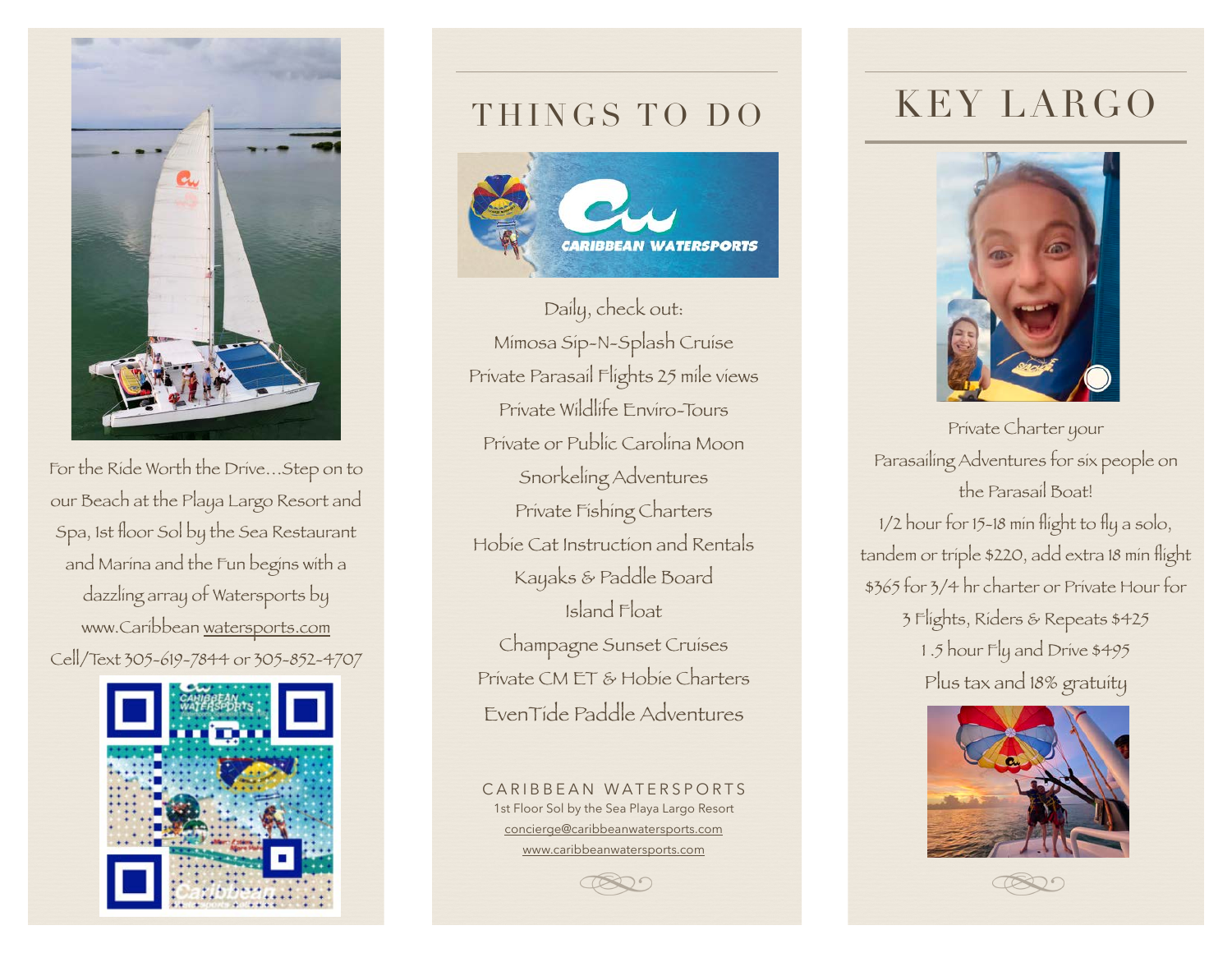For the Ride Worth the Drive...Step on to our Beach at the Playa Largo Resort and Spa, 1st floor Sol by the Sea Restaurant and Marina and the Fun begins with a dazzling array of Watersports by www.Caribbean watersports.com

Cell/Text 305-619-7844 or 305-852-4707

# THINGS TO DO

Daily, check out:

Mimosa Sip-N-Splash Cruise

Private Parasail Flights 25 mile views

Private Wildlife Enviro-Tours

Private or Public Carolina Moon

Snorkeling Adventures

Private Fishing Charters

Hobie Cat Instruction and Rentals

Kayaks & Paddle Board

Island Float

Champagne Sunset Cruises

Private CM ET & Hobie Charters

EvenTide Paddle Adventures

CARIBBEAN WATERSPORTS

1st Floor Sol by the Sea Playa Largo Resort

concierge@caribbeanwatersports.com

www.caribbeanwatersports.com

# KEY LARGO

Private Charter your Parasailing Adventures for six people on the Parasail Boat!

1/2 hour for 15-18 min flight to fly a solo, tandem or triple $220, add extra 18 min flight $365 for 3/4 hr charter or Private Hour for 3 Flights, Riders & Repeats $425

1.5 hour Fly and Drive $495

Plus tax and 18% gratuity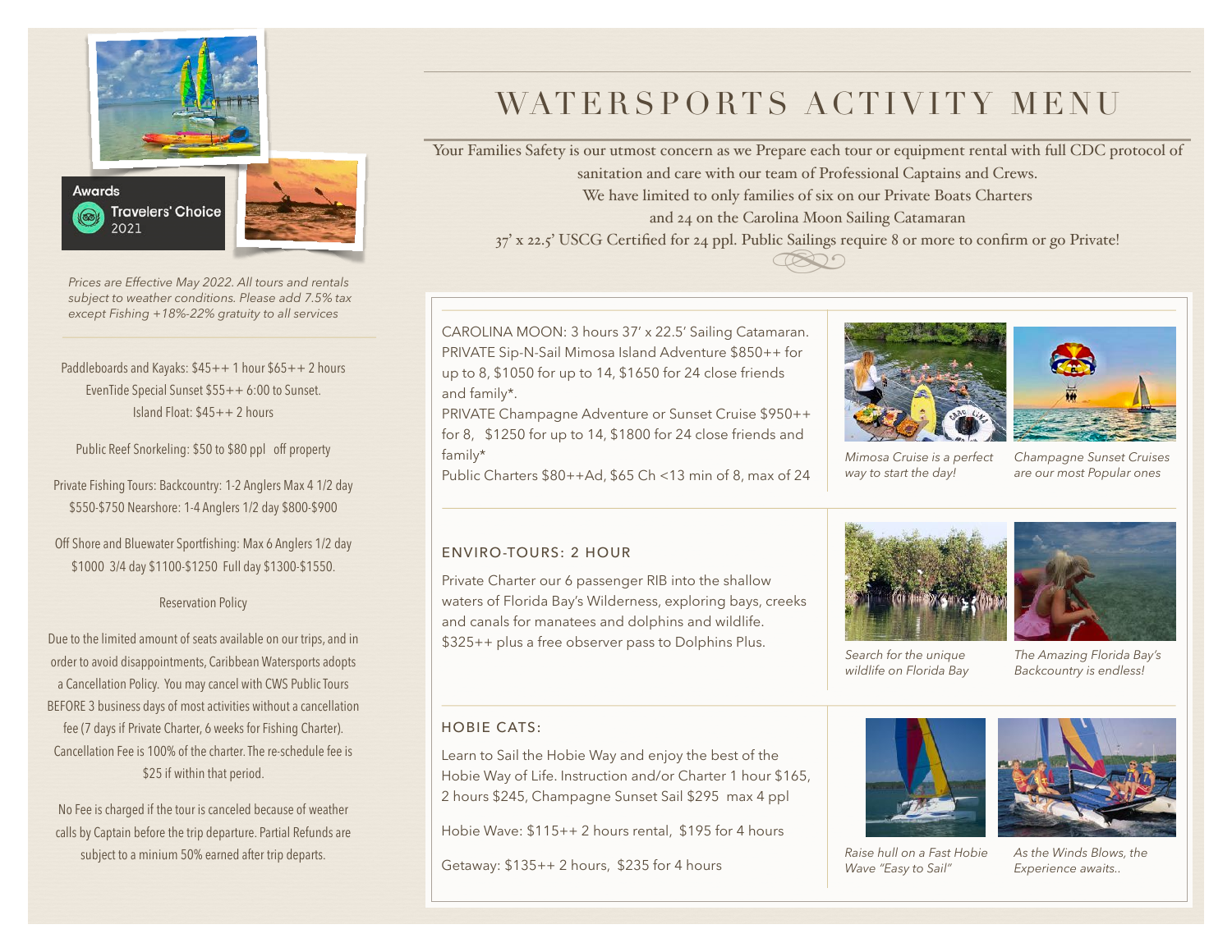# WATERSPORTS ACTIVITY MENU

Your Families Safety is our utmost concern as we Prepare each tour or equipment rental with full CDC protocol of sanitation and care with our team of Professional Captains and Crews.
We have limited to only families of six on our Private Boats Charters
and 24 on the Carolina Moon Sailing Catamaran
37' x 22.5' USCG Certified for 24 ppl. Public Sailings require 8 or more to confirm or go Private!

Awards
Travelers' Choice 2021

*Prices are Effective May 2022. All tours and rentals subject to weather conditions. Please add 7.5% tax except Fishing +18%-22% gratuity to all services*

Paddleboards and Kayaks: $45++ 1 hour $65++ 2 hours
EvenTide Special Sunset $55++ 6:00 to Sunset.
Island Float: $45++ 2 hours

Public Reef Snorkeling: $50 to $80 ppl off property

Private Fishing Tours: Backcountry: 1-2 Anglers Max 4 1/2 day $550-$750 Nearshore: 1-4 Anglers 1/2 day $800-$900

Off Shore and Bluewater Sportfishing: Max 6 Anglers 1/2 day $1000 3/4 day $1100-$1250 Full day $1300-$1550.

Reservation Policy

Due to the limited amount of seats available on our trips, and in order to avoid disappointments, Caribbean Watersports adopts a Cancellation Policy. You may cancel with CWS Public Tours BEFORE 3 business days of most activities without a cancellation fee (7 days if Private Charter, 6 weeks for Fishing Charter). Cancellation Fee is 100% of the charter. The re-schedule fee is $25 if within that period.

No Fee is charged if the tour is canceled because of weather calls by Captain before the trip departure. Partial Refunds are subject to a minium 50% earned after trip departs.

CAROLINA MOON: 3 hours 37' x 22.5' Sailing Catamaran.
PRIVATE Sip-N-Sail Mimosa Island Adventure $850++ for up to 8, $1050 for up to 14, $1650 for 24 close friends and family*.
PRIVATE Champagne Adventure or Sunset Cruise $950++ for 8, $1250 for up to 14, $1800 for 24 close friends and family*
Public Charters $80++Ad, $65 Ch <13 min of 8, max of 24

*Mimosa Cruise is a perfect way to start the day!*

*Champagne Sunset Cruises are our most Popular ones*

## ENVIRO-TOURS: 2 HOUR

Private Charter our 6 passenger RIB into the shallow waters of Florida Bay's Wilderness, exploring bays, creeks and canals for manatees and dolphins and wildlife. $325++ plus a free observer pass to Dolphins Plus.

*Search for the unique wildlife on Florida Bay*

*The Amazing Florida Bay's Backcountry is endless!*

## HOBIE CATS:

Learn to Sail the Hobie Way and enjoy the best of the Hobie Way of Life. Instruction and/or Charter 1 hour $165, 2 hours $245, Champagne Sunset Sail $295 max 4 ppl

Hobie Wave: $115++ 2 hours rental, $195 for 4 hours

Getaway: $135++ 2 hours, $235 for 4 hours

*Raise hull on a Fast Hobie Wave "Easy to Sail"*

*As the Winds Blows, the Experience awaits..*